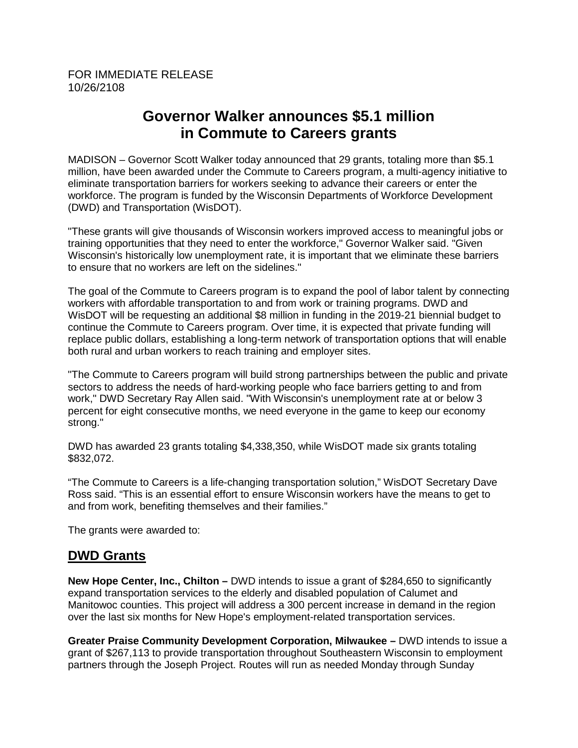FOR IMMEDIATE RELEASE
10/26/2108

# Governor Walker announces $5.1 million in Commute to Careers grants

MADISON – Governor Scott Walker today announced that 29 grants, totaling more than $5.1 million, have been awarded under the Commute to Careers program, a multi-agency initiative to eliminate transportation barriers for workers seeking to advance their careers or enter the workforce. The program is funded by the Wisconsin Departments of Workforce Development (DWD) and Transportation (WisDOT).

"These grants will give thousands of Wisconsin workers improved access to meaningful jobs or training opportunities that they need to enter the workforce," Governor Walker said. "Given Wisconsin's historically low unemployment rate, it is important that we eliminate these barriers to ensure that no workers are left on the sidelines."

The goal of the Commute to Careers program is to expand the pool of labor talent by connecting workers with affordable transportation to and from work or training programs. DWD and WisDOT will be requesting an additional $8 million in funding in the 2019-21 biennial budget to continue the Commute to Careers program. Over time, it is expected that private funding will replace public dollars, establishing a long-term network of transportation options that will enable both rural and urban workers to reach training and employer sites.

"The Commute to Careers program will build strong partnerships between the public and private sectors to address the needs of hard-working people who face barriers getting to and from work," DWD Secretary Ray Allen said. "With Wisconsin's unemployment rate at or below 3 percent for eight consecutive months, we need everyone in the game to keep our economy strong."

DWD has awarded 23 grants totaling $4,338,350, while WisDOT made six grants totaling $832,072.

"The Commute to Careers is a life-changing transportation solution," WisDOT Secretary Dave Ross said. "This is an essential effort to ensure Wisconsin workers have the means to get to and from work, benefiting themselves and their families."

The grants were awarded to:

## DWD Grants

**New Hope Center, Inc., Chilton –** DWD intends to issue a grant of $284,650 to significantly expand transportation services to the elderly and disabled population of Calumet and Manitowoc counties. This project will address a 300 percent increase in demand in the region over the last six months for New Hope's employment-related transportation services.

**Greater Praise Community Development Corporation, Milwaukee –** DWD intends to issue a grant of $267,113 to provide transportation throughout Southeastern Wisconsin to employment partners through the Joseph Project. Routes will run as needed Monday through Sunday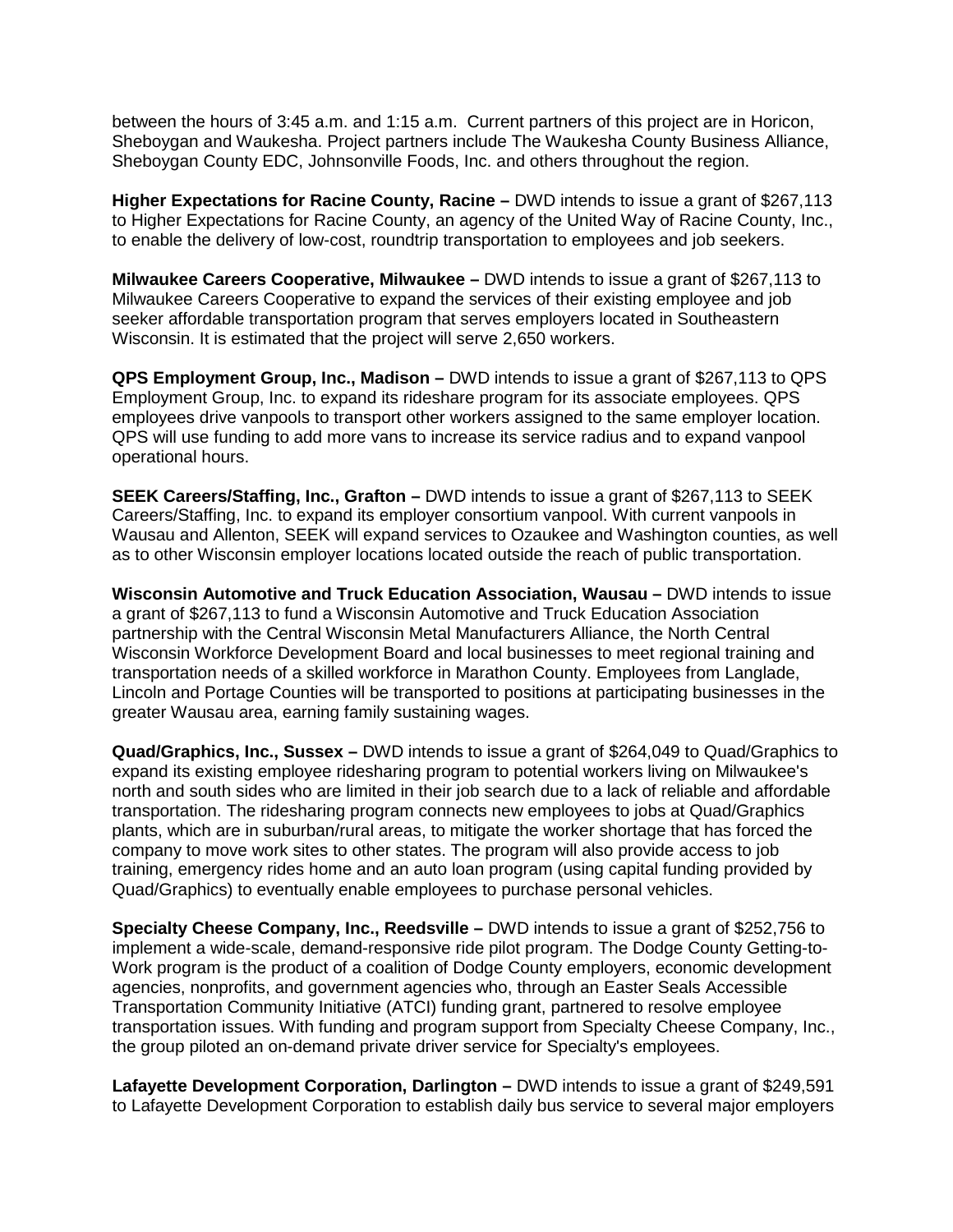between the hours of 3:45 a.m. and 1:15 a.m. Current partners of this project are in Horicon, Sheboygan and Waukesha. Project partners include The Waukesha County Business Alliance, Sheboygan County EDC, Johnsonville Foods, Inc. and others throughout the region.

**Higher Expectations for Racine County, Racine –** DWD intends to issue a grant of $267,113 to Higher Expectations for Racine County, an agency of the United Way of Racine County, Inc., to enable the delivery of low-cost, roundtrip transportation to employees and job seekers.

**Milwaukee Careers Cooperative, Milwaukee –** DWD intends to issue a grant of $267,113 to Milwaukee Careers Cooperative to expand the services of their existing employee and job seeker affordable transportation program that serves employers located in Southeastern Wisconsin. It is estimated that the project will serve 2,650 workers.

**QPS Employment Group, Inc., Madison –** DWD intends to issue a grant of $267,113 to QPS Employment Group, Inc. to expand its rideshare program for its associate employees. QPS employees drive vanpools to transport other workers assigned to the same employer location. QPS will use funding to add more vans to increase its service radius and to expand vanpool operational hours.

**SEEK Careers/Staffing, Inc., Grafton –** DWD intends to issue a grant of $267,113 to SEEK Careers/Staffing, Inc. to expand its employer consortium vanpool. With current vanpools in Wausau and Allenton, SEEK will expand services to Ozaukee and Washington counties, as well as to other Wisconsin employer locations located outside the reach of public transportation.

**Wisconsin Automotive and Truck Education Association, Wausau –** DWD intends to issue a grant of $267,113 to fund a Wisconsin Automotive and Truck Education Association partnership with the Central Wisconsin Metal Manufacturers Alliance, the North Central Wisconsin Workforce Development Board and local businesses to meet regional training and transportation needs of a skilled workforce in Marathon County. Employees from Langlade, Lincoln and Portage Counties will be transported to positions at participating businesses in the greater Wausau area, earning family sustaining wages.

**Quad/Graphics, Inc., Sussex –** DWD intends to issue a grant of $264,049 to Quad/Graphics to expand its existing employee ridesharing program to potential workers living on Milwaukee's north and south sides who are limited in their job search due to a lack of reliable and affordable transportation. The ridesharing program connects new employees to jobs at Quad/Graphics plants, which are in suburban/rural areas, to mitigate the worker shortage that has forced the company to move work sites to other states. The program will also provide access to job training, emergency rides home and an auto loan program (using capital funding provided by Quad/Graphics) to eventually enable employees to purchase personal vehicles.

**Specialty Cheese Company, Inc., Reedsville –** DWD intends to issue a grant of $252,756 to implement a wide-scale, demand-responsive ride pilot program. The Dodge County Getting-to-Work program is the product of a coalition of Dodge County employers, economic development agencies, nonprofits, and government agencies who, through an Easter Seals Accessible Transportation Community Initiative (ATCI) funding grant, partnered to resolve employee transportation issues. With funding and program support from Specialty Cheese Company, Inc., the group piloted an on-demand private driver service for Specialty's employees.

**Lafayette Development Corporation, Darlington –** DWD intends to issue a grant of $249,591 to Lafayette Development Corporation to establish daily bus service to several major employers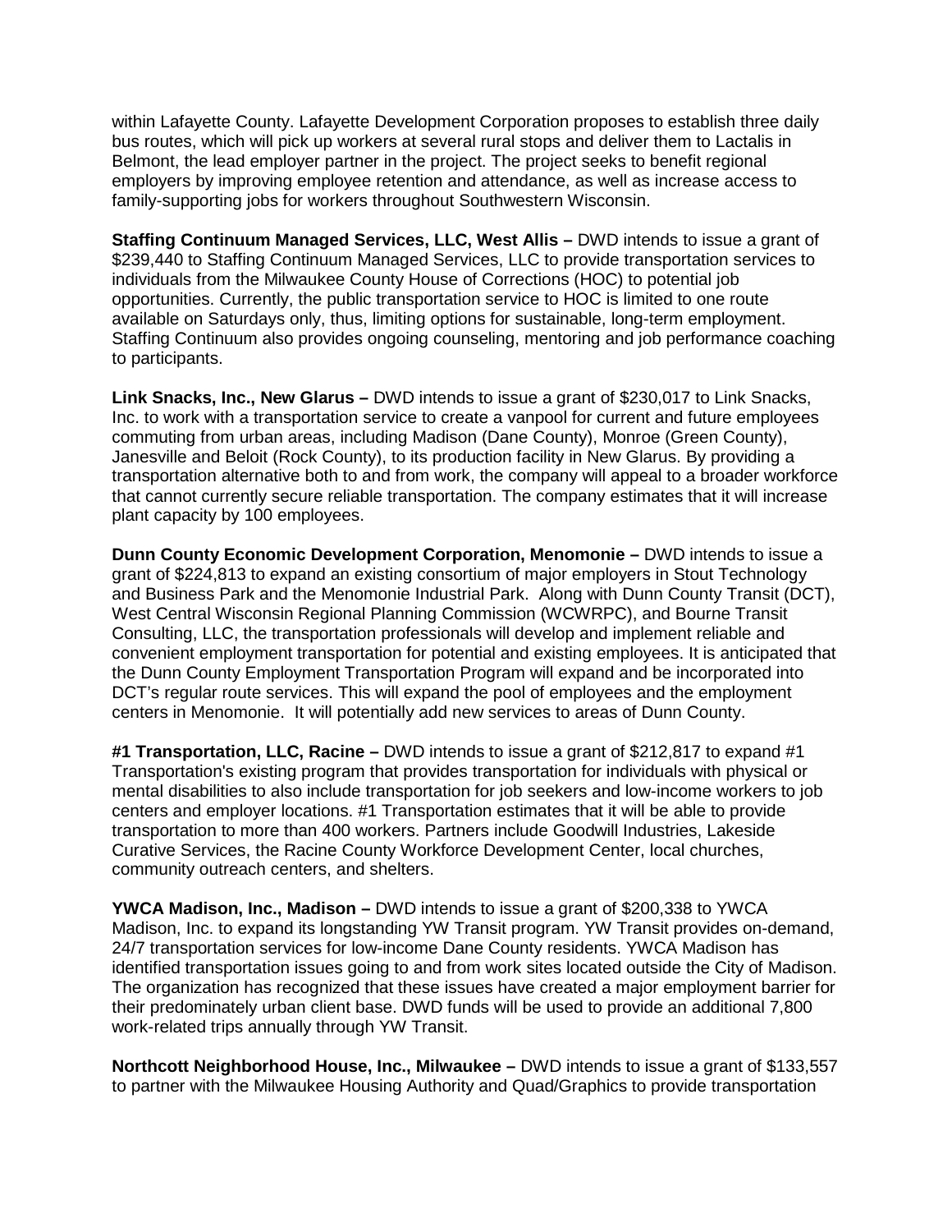within Lafayette County. Lafayette Development Corporation proposes to establish three daily bus routes, which will pick up workers at several rural stops and deliver them to Lactalis in Belmont, the lead employer partner in the project. The project seeks to benefit regional employers by improving employee retention and attendance, as well as increase access to family-supporting jobs for workers throughout Southwestern Wisconsin.

**Staffing Continuum Managed Services, LLC, West Allis –** DWD intends to issue a grant of $239,440 to Staffing Continuum Managed Services, LLC to provide transportation services to individuals from the Milwaukee County House of Corrections (HOC) to potential job opportunities. Currently, the public transportation service to HOC is limited to one route available on Saturdays only, thus, limiting options for sustainable, long-term employment. Staffing Continuum also provides ongoing counseling, mentoring and job performance coaching to participants.

**Link Snacks, Inc., New Glarus –** DWD intends to issue a grant of $230,017 to Link Snacks, Inc. to work with a transportation service to create a vanpool for current and future employees commuting from urban areas, including Madison (Dane County), Monroe (Green County), Janesville and Beloit (Rock County), to its production facility in New Glarus. By providing a transportation alternative both to and from work, the company will appeal to a broader workforce that cannot currently secure reliable transportation. The company estimates that it will increase plant capacity by 100 employees.

**Dunn County Economic Development Corporation, Menomonie –** DWD intends to issue a grant of $224,813 to expand an existing consortium of major employers in Stout Technology and Business Park and the Menomonie Industrial Park. Along with Dunn County Transit (DCT), West Central Wisconsin Regional Planning Commission (WCWRPC), and Bourne Transit Consulting, LLC, the transportation professionals will develop and implement reliable and convenient employment transportation for potential and existing employees. It is anticipated that the Dunn County Employment Transportation Program will expand and be incorporated into DCT's regular route services. This will expand the pool of employees and the employment centers in Menomonie. It will potentially add new services to areas of Dunn County.

**#1 Transportation, LLC, Racine –** DWD intends to issue a grant of $212,817 to expand #1 Transportation's existing program that provides transportation for individuals with physical or mental disabilities to also include transportation for job seekers and low-income workers to job centers and employer locations. #1 Transportation estimates that it will be able to provide transportation to more than 400 workers. Partners include Goodwill Industries, Lakeside Curative Services, the Racine County Workforce Development Center, local churches, community outreach centers, and shelters.

**YWCA Madison, Inc., Madison –** DWD intends to issue a grant of $200,338 to YWCA Madison, Inc. to expand its longstanding YW Transit program. YW Transit provides on-demand, 24/7 transportation services for low-income Dane County residents. YWCA Madison has identified transportation issues going to and from work sites located outside the City of Madison. The organization has recognized that these issues have created a major employment barrier for their predominately urban client base. DWD funds will be used to provide an additional 7,800 work-related trips annually through YW Transit.

**Northcott Neighborhood House, Inc., Milwaukee –** DWD intends to issue a grant of $133,557 to partner with the Milwaukee Housing Authority and Quad/Graphics to provide transportation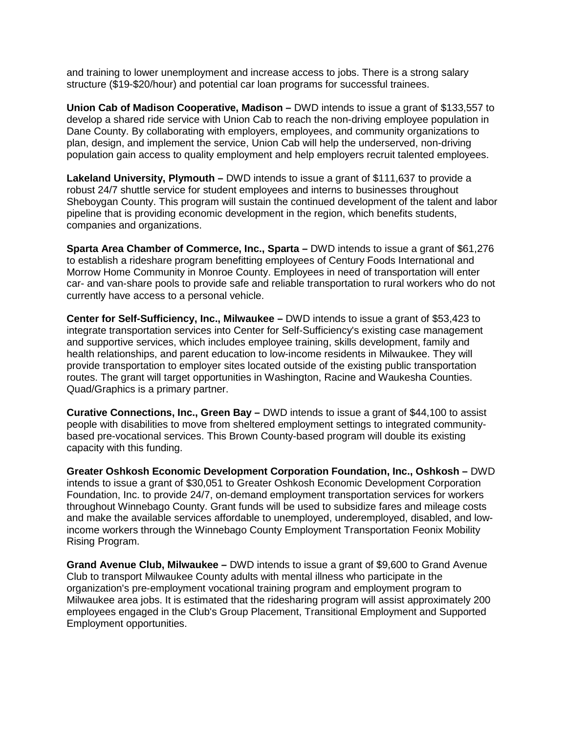and training to lower unemployment and increase access to jobs. There is a strong salary structure ($19-$20/hour) and potential car loan programs for successful trainees.

**Union Cab of Madison Cooperative, Madison –** DWD intends to issue a grant of $133,557 to develop a shared ride service with Union Cab to reach the non-driving employee population in Dane County. By collaborating with employers, employees, and community organizations to plan, design, and implement the service, Union Cab will help the underserved, non-driving population gain access to quality employment and help employers recruit talented employees.

**Lakeland University, Plymouth –** DWD intends to issue a grant of $111,637 to provide a robust 24/7 shuttle service for student employees and interns to businesses throughout Sheboygan County. This program will sustain the continued development of the talent and labor pipeline that is providing economic development in the region, which benefits students, companies and organizations.

**Sparta Area Chamber of Commerce, Inc., Sparta –** DWD intends to issue a grant of $61,276 to establish a rideshare program benefitting employees of Century Foods International and Morrow Home Community in Monroe County. Employees in need of transportation will enter car- and van-share pools to provide safe and reliable transportation to rural workers who do not currently have access to a personal vehicle.

**Center for Self-Sufficiency, Inc., Milwaukee –** DWD intends to issue a grant of $53,423 to integrate transportation services into Center for Self-Sufficiency's existing case management and supportive services, which includes employee training, skills development, family and health relationships, and parent education to low-income residents in Milwaukee. They will provide transportation to employer sites located outside of the existing public transportation routes. The grant will target opportunities in Washington, Racine and Waukesha Counties. Quad/Graphics is a primary partner.

**Curative Connections, Inc., Green Bay –** DWD intends to issue a grant of $44,100 to assist people with disabilities to move from sheltered employment settings to integrated community-based pre-vocational services. This Brown County-based program will double its existing capacity with this funding.

**Greater Oshkosh Economic Development Corporation Foundation, Inc., Oshkosh –** DWD intends to issue a grant of $30,051 to Greater Oshkosh Economic Development Corporation Foundation, Inc. to provide 24/7, on-demand employment transportation services for workers throughout Winnebago County. Grant funds will be used to subsidize fares and mileage costs and make the available services affordable to unemployed, underemployed, disabled, and low-income workers through the Winnebago County Employment Transportation Feonix Mobility Rising Program.

**Grand Avenue Club, Milwaukee –** DWD intends to issue a grant of $9,600 to Grand Avenue Club to transport Milwaukee County adults with mental illness who participate in the organization's pre-employment vocational training program and employment program to Milwaukee area jobs. It is estimated that the ridesharing program will assist approximately 200 employees engaged in the Club's Group Placement, Transitional Employment and Supported Employment opportunities.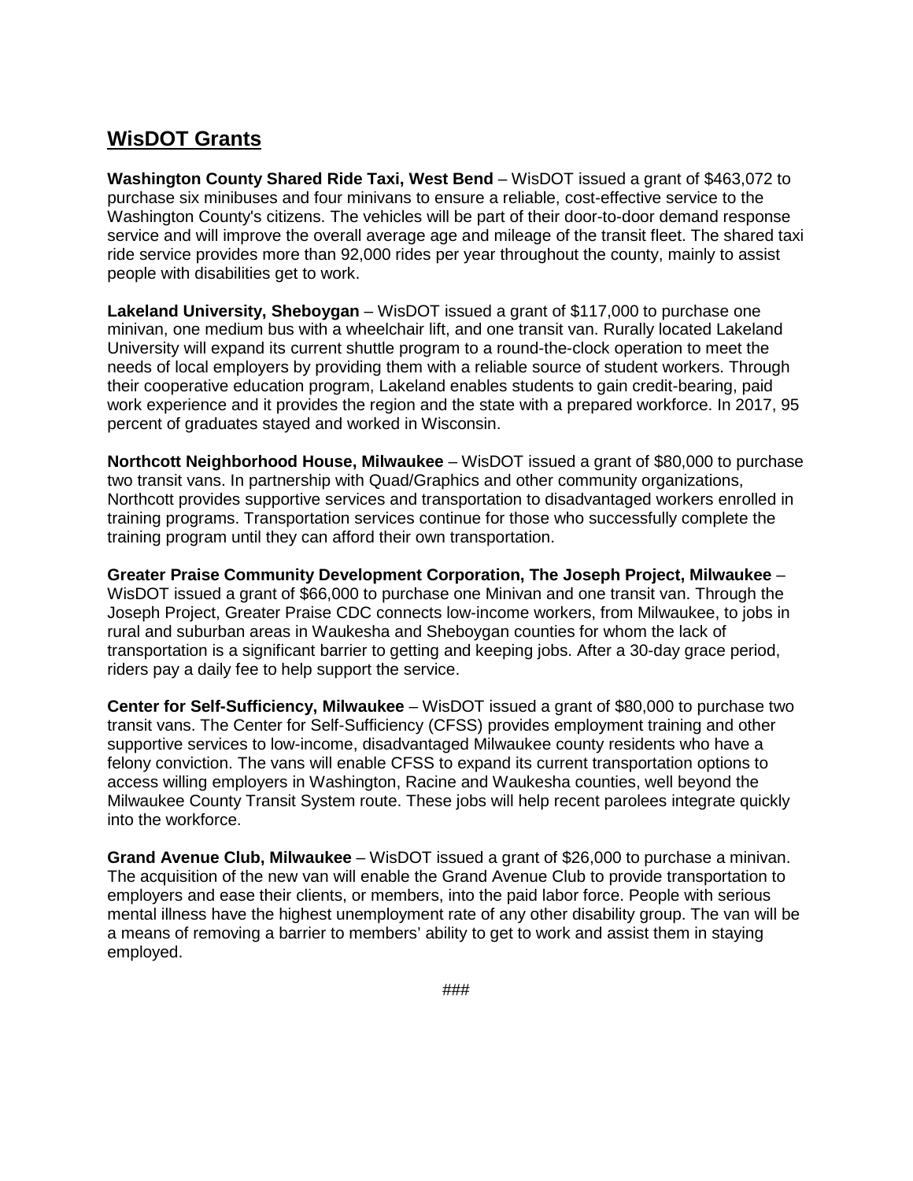## WisDOT Grants

**Washington County Shared Ride Taxi, West Bend** – WisDOT issued a grant of $463,072 to purchase six minibuses and four minivans to ensure a reliable, cost-effective service to the Washington County's citizens. The vehicles will be part of their door-to-door demand response service and will improve the overall average age and mileage of the transit fleet. The shared taxi ride service provides more than 92,000 rides per year throughout the county, mainly to assist people with disabilities get to work.

**Lakeland University, Sheboygan** – WisDOT issued a grant of $117,000 to purchase one minivan, one medium bus with a wheelchair lift, and one transit van. Rurally located Lakeland University will expand its current shuttle program to a round-the-clock operation to meet the needs of local employers by providing them with a reliable source of student workers. Through their cooperative education program, Lakeland enables students to gain credit-bearing, paid work experience and it provides the region and the state with a prepared workforce. In 2017, 95 percent of graduates stayed and worked in Wisconsin.

**Northcott Neighborhood House, Milwaukee** – WisDOT issued a grant of $80,000 to purchase two transit vans. In partnership with Quad/Graphics and other community organizations, Northcott provides supportive services and transportation to disadvantaged workers enrolled in training programs. Transportation services continue for those who successfully complete the training program until they can afford their own transportation.

**Greater Praise Community Development Corporation, The Joseph Project, Milwaukee** – WisDOT issued a grant of $66,000 to purchase one Minivan and one transit van. Through the Joseph Project, Greater Praise CDC connects low-income workers, from Milwaukee, to jobs in rural and suburban areas in Waukesha and Sheboygan counties for whom the lack of transportation is a significant barrier to getting and keeping jobs. After a 30-day grace period, riders pay a daily fee to help support the service.

**Center for Self-Sufficiency, Milwaukee** – WisDOT issued a grant of $80,000 to purchase two transit vans. The Center for Self-Sufficiency (CFSS) provides employment training and other supportive services to low-income, disadvantaged Milwaukee county residents who have a felony conviction. The vans will enable CFSS to expand its current transportation options to access willing employers in Washington, Racine and Waukesha counties, well beyond the Milwaukee County Transit System route. These jobs will help recent parolees integrate quickly into the workforce.

**Grand Avenue Club, Milwaukee** – WisDOT issued a grant of $26,000 to purchase a minivan. The acquisition of the new van will enable the Grand Avenue Club to provide transportation to employers and ease their clients, or members, into the paid labor force. People with serious mental illness have the highest unemployment rate of any other disability group. The van will be a means of removing a barrier to members' ability to get to work and assist them in staying employed.

###